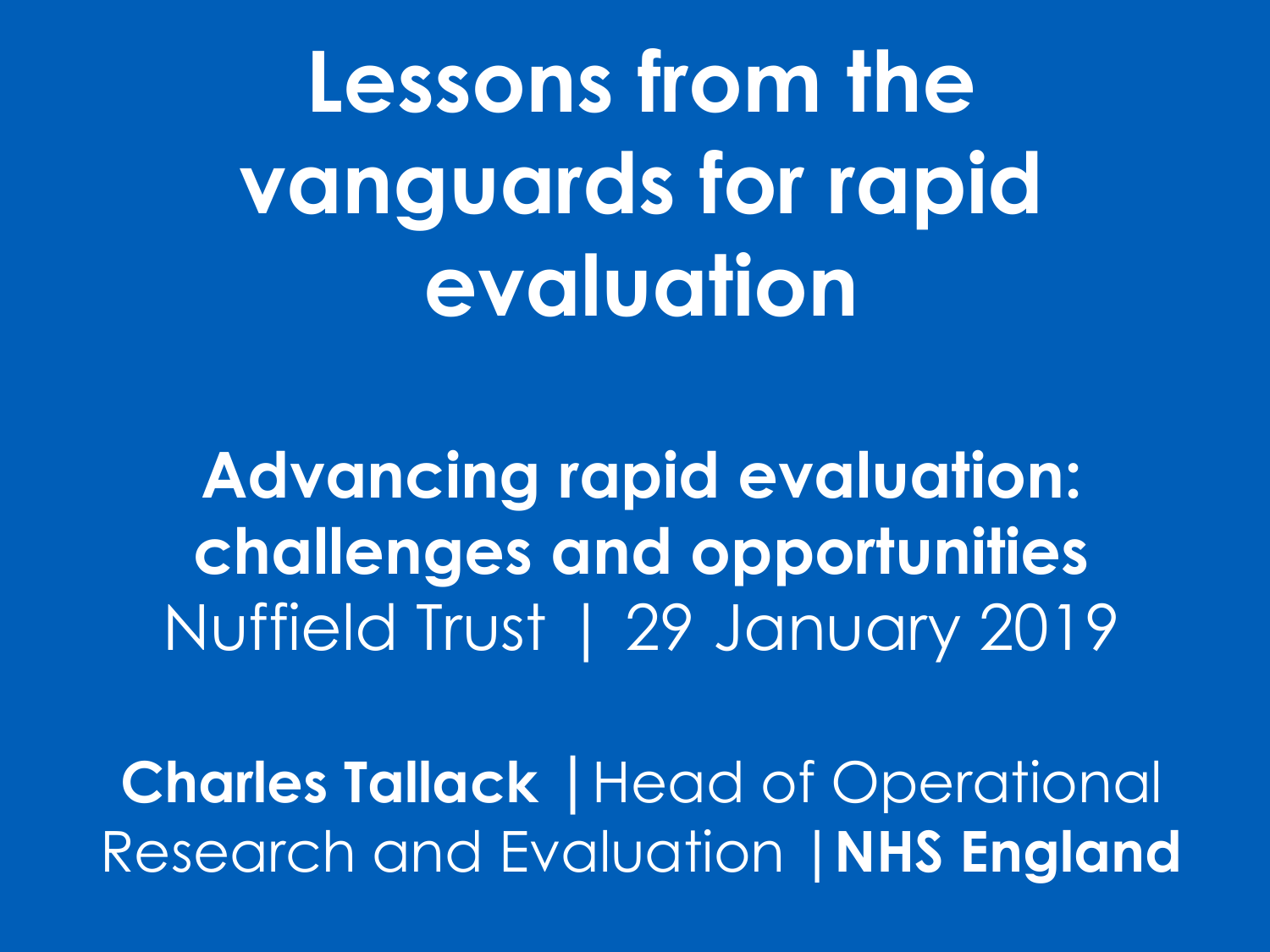# Lessons from the vanguards for rapid evaluation

**Advancing rapid evaluation: challenges and opportunities**
Nuffield Trust | 29 January 2019

**Charles Tallack** | Head of Operational Research and Evaluation | **NHS England**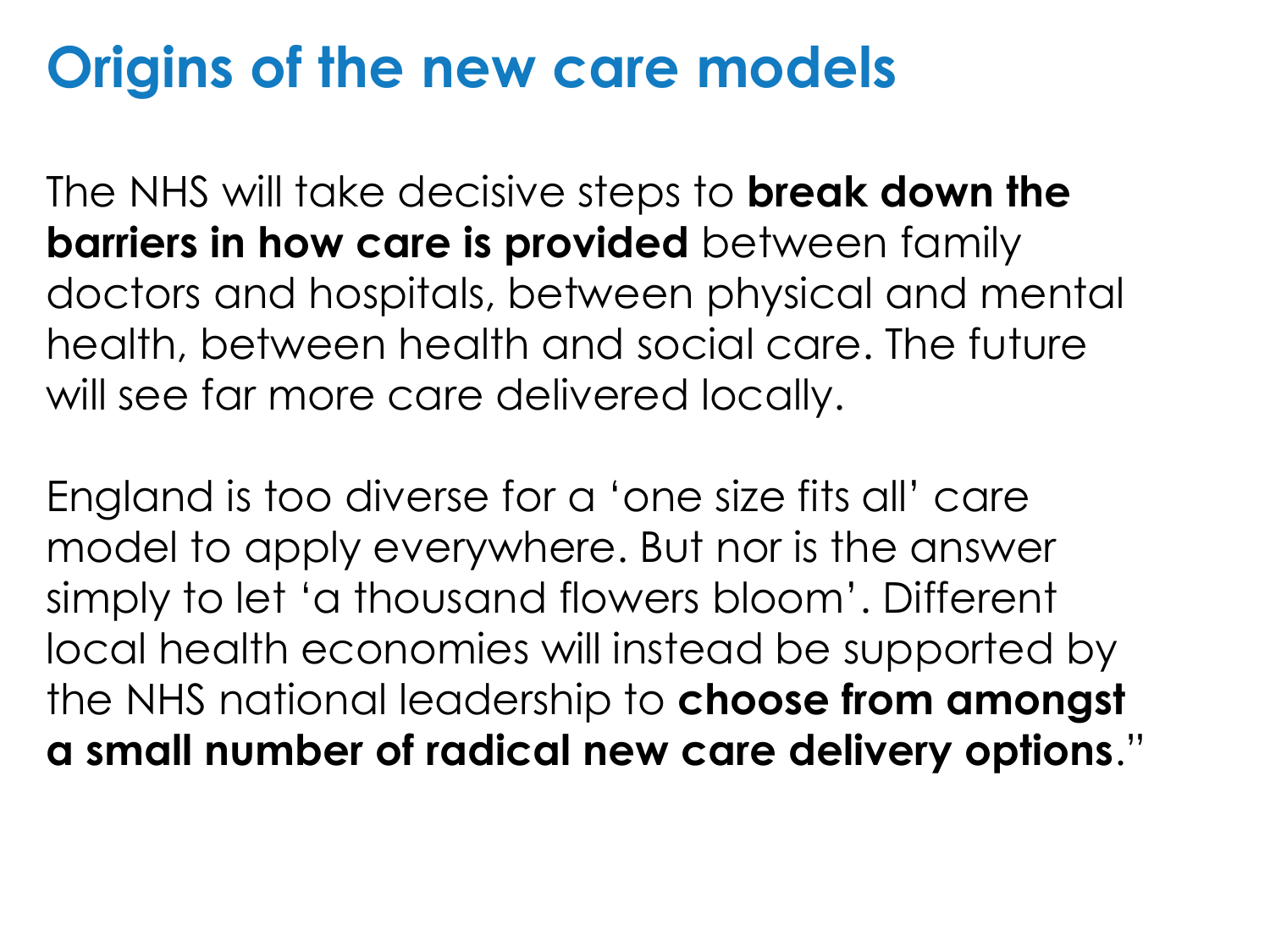# Origins of the new care models

The NHS will take decisive steps to **break down the barriers in how care is provided** between family doctors and hospitals, between physical and mental health, between health and social care. The future will see far more care delivered locally.

England is too diverse for a 'one size fits all' care model to apply everywhere. But nor is the answer simply to let 'a thousand flowers bloom'. Different local health economies will instead be supported by the NHS national leadership to **choose from amongst a small number of radical new care delivery options**."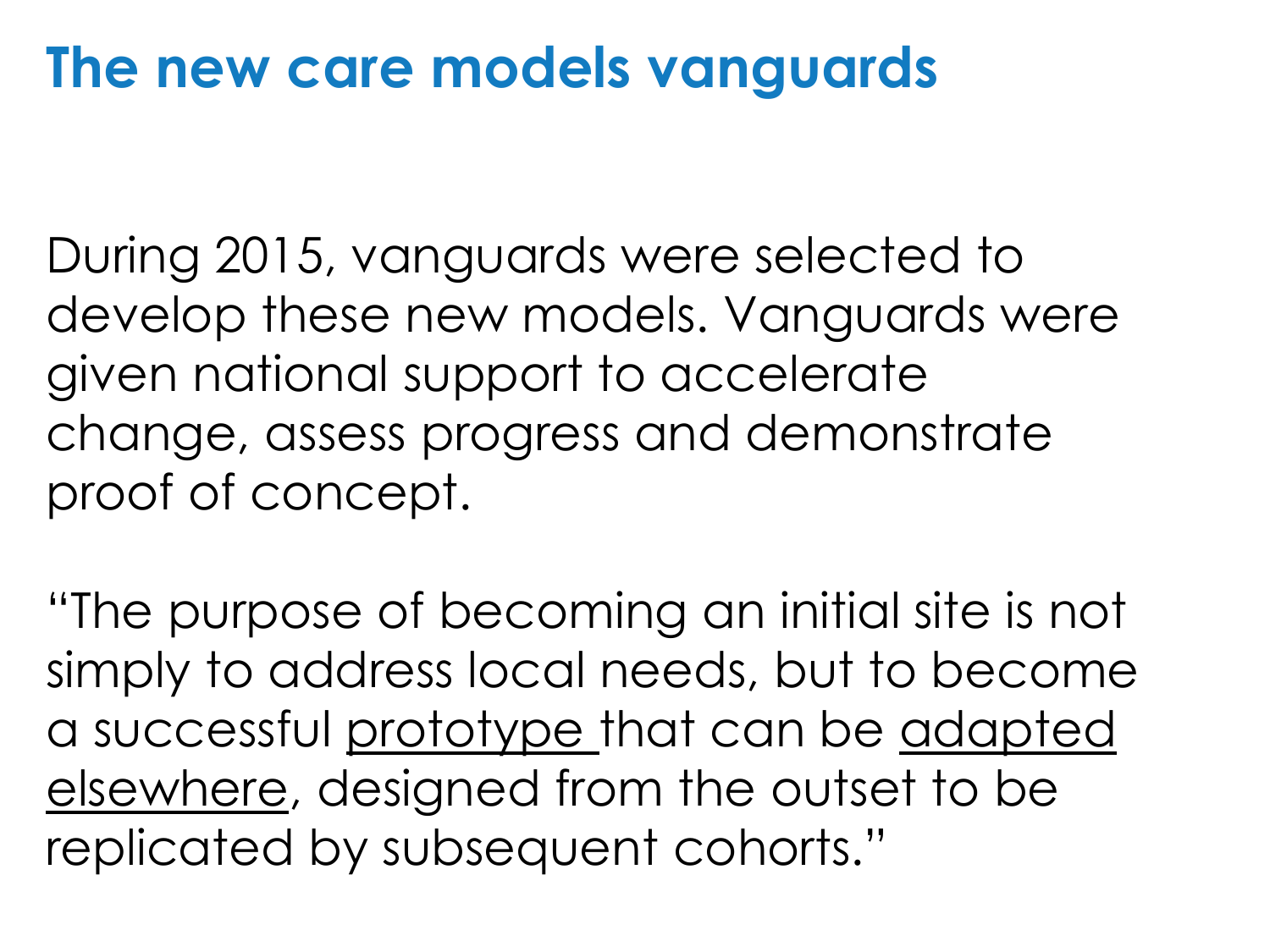# The new care models vanguards

During 2015, vanguards were selected to develop these new models. Vanguards were given national support to accelerate change, assess progress and demonstrate proof of concept.

"The purpose of becoming an initial site is not simply to address local needs, but to become a successful <u>prototype</u> that can be <u>adapted elsewhere</u>, designed from the outset to be replicated by subsequent cohorts."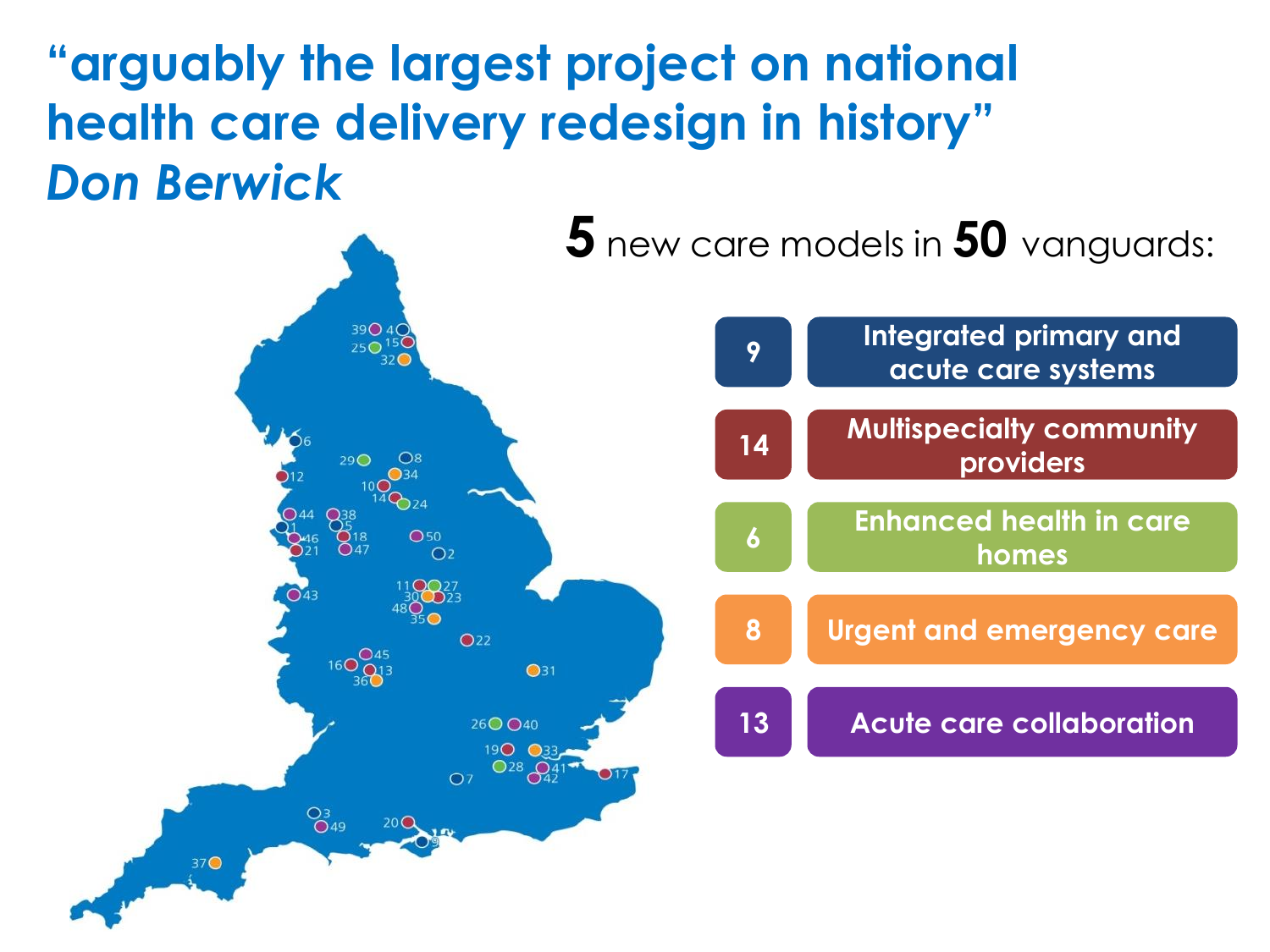# "arguably the largest project on national health care delivery redesign in history"

***Don Berwick***

**5** new care models in **50** vanguards:

| Number | Care model |
| --- | --- |
| 9 | Integrated primary and acute care systems |
| 14 | Multispecialty community providers |
| 6 | Enhanced health in care homes |
| 8 | Urgent and emergency care |
| 13 | Acute care collaboration |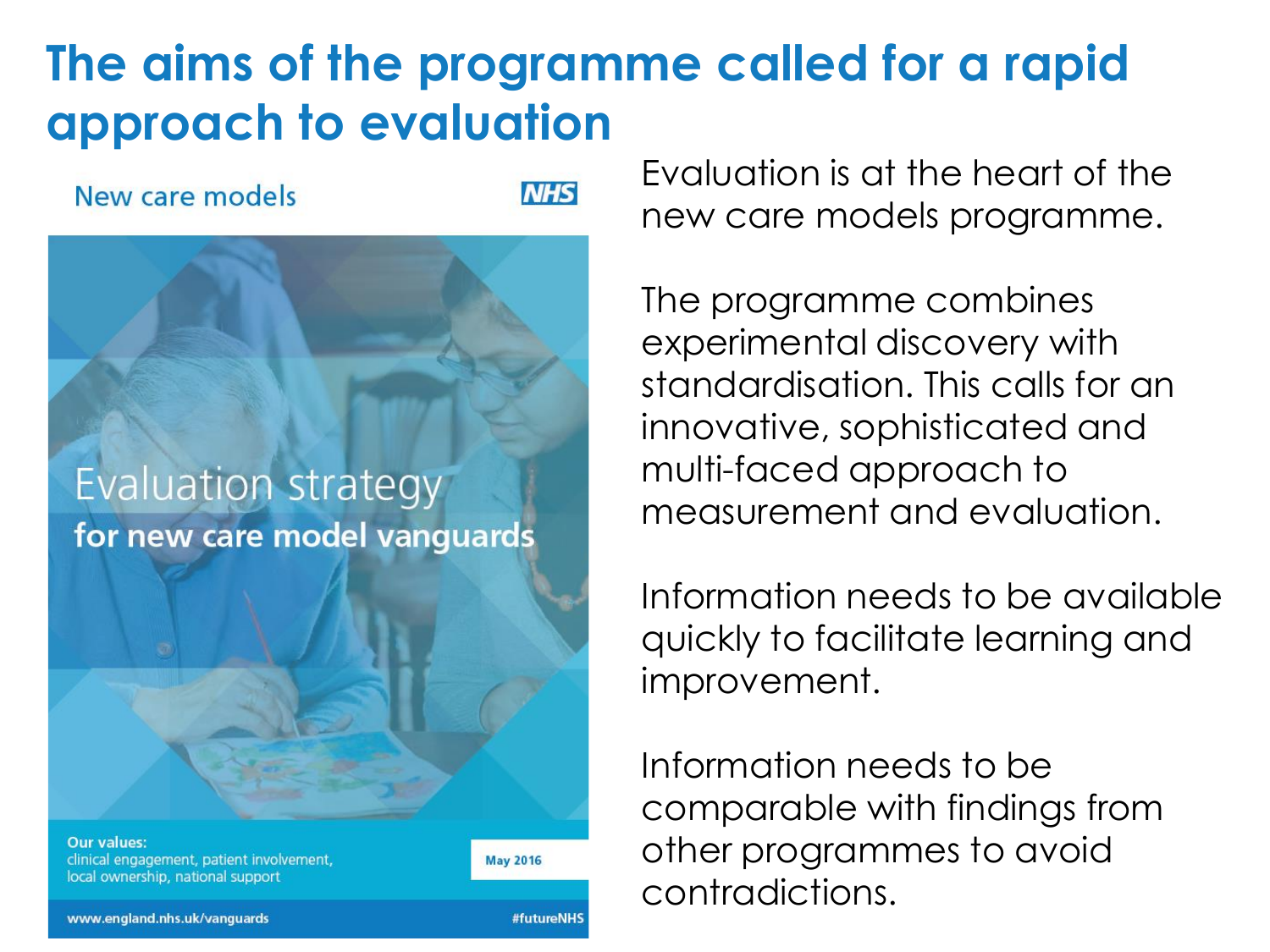# The aims of the programme called for a rapid approach to evaluation

New care models

NHS

Evaluation strategy
for new care model vanguards

Our values:
clinical engagement, patient involvement, local ownership, national support

May 2016

www.england.nhs.uk/vanguards

#futureNHS

Evaluation is at the heart of the new care models programme.

The programme combines experimental discovery with standardisation. This calls for an innovative, sophisticated and multi-faced approach to measurement and evaluation.

Information needs to be available quickly to facilitate learning and improvement.

Information needs to be comparable with findings from other programmes to avoid contradictions.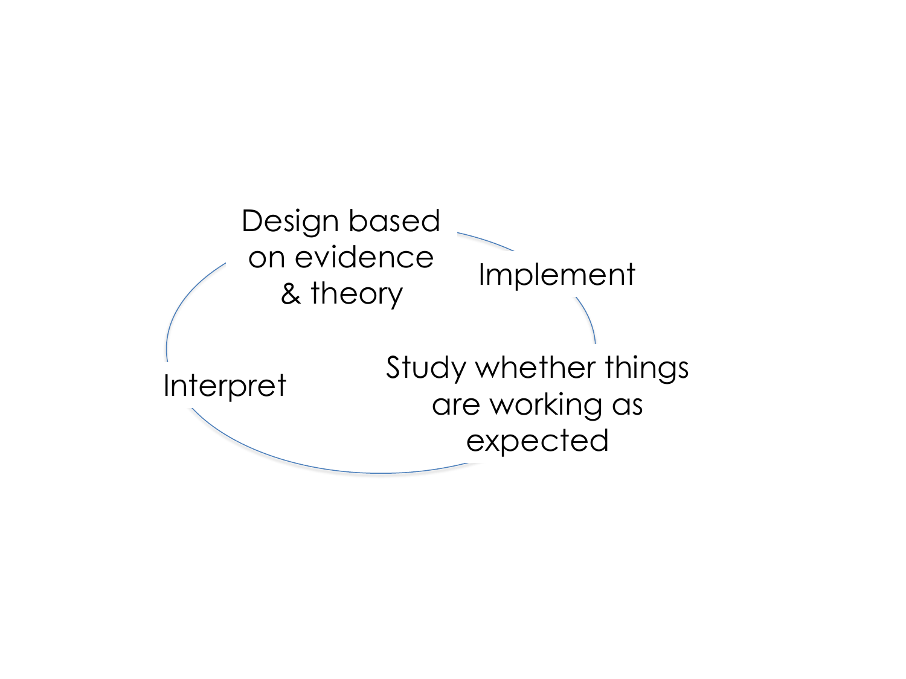Design based on evidence & theory

Implement

Study whether things are working as expected

Interpret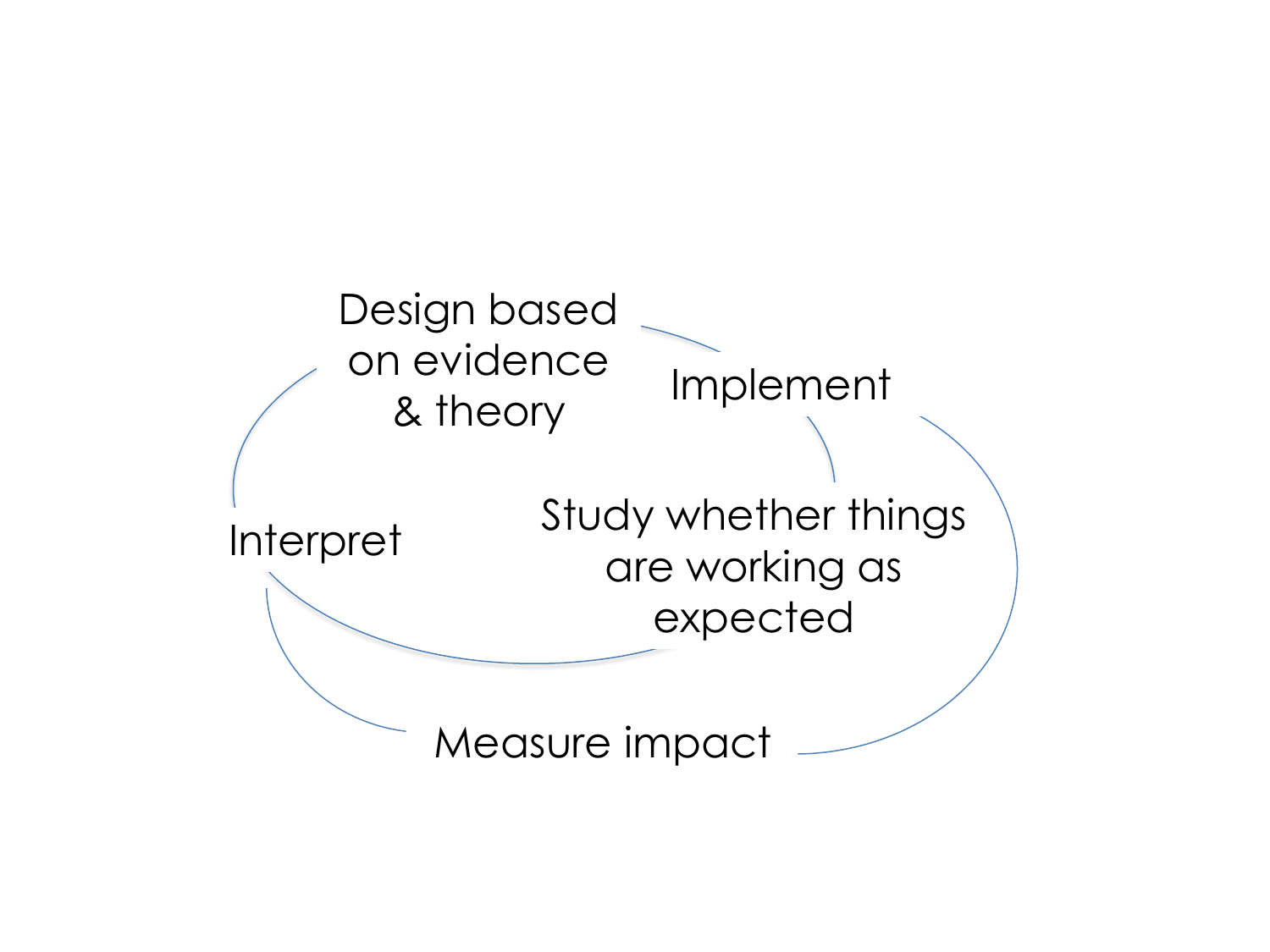Design based on evidence & theory

Implement

Study whether things are working as expected

Interpret

Measure impact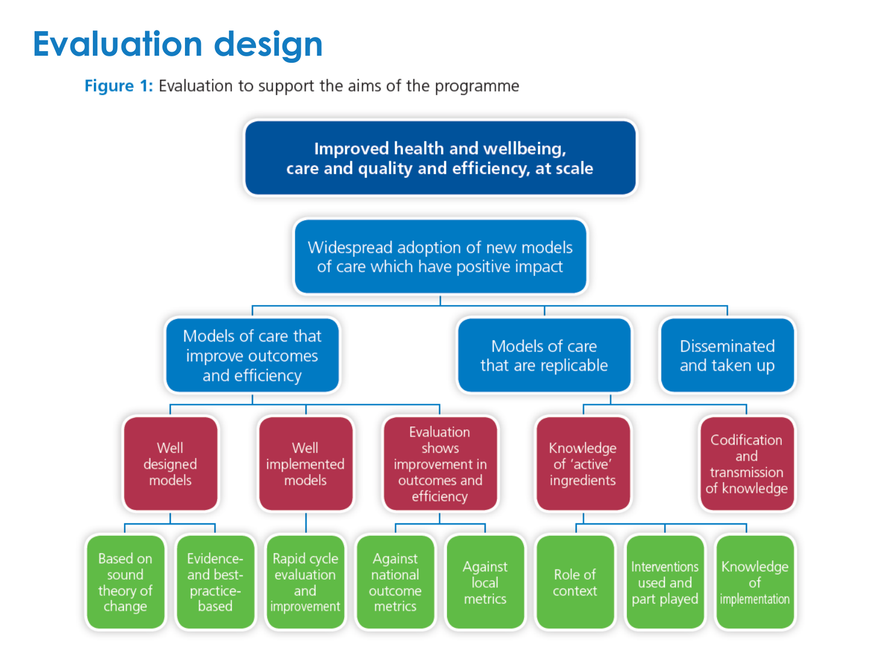# Evaluation design

**Figure 1:** Evaluation to support the aims of the programme

- **Improved health and wellbeing, care and quality and efficiency, at scale**
  - Widespread adoption of new models of care which have positive impact
    - Models of care that improve outcomes and efficiency
      - Well designed models
        - Based on sound theory of change
        - Evidence- and best-practice-based
      - Well implemented models
        - Rapid cycle evaluation and improvement
      - Evaluation shows improvement in outcomes and efficiency
        - Against national outcome metrics
        - Against local metrics
    - Models of care that are replicable
      - Knowledge of 'active' ingredients
        - Role of context
        - Interventions used and part played
        - Knowledge of implementation
      - Codification and transmission of knowledge
    - Disseminated and taken up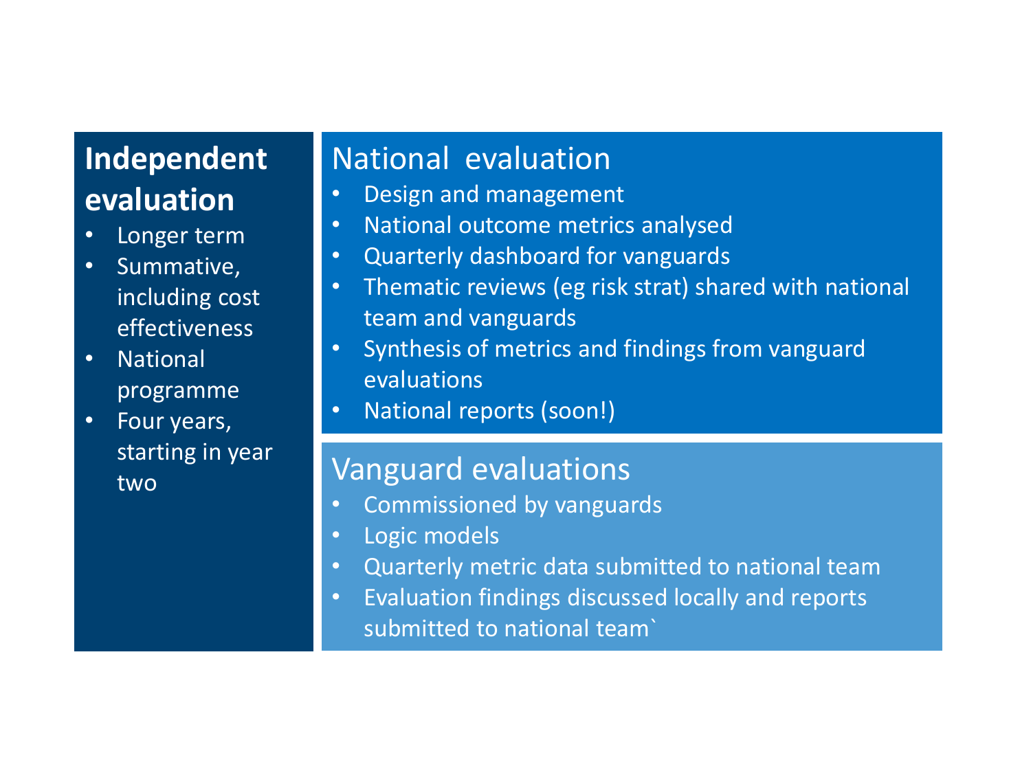## Independent evaluation

- Longer term
- Summative, including cost effectiveness
- National programme
- Four years, starting in year two

## National evaluation

- Design and management
- National outcome metrics analysed
- Quarterly dashboard for vanguards
- Thematic reviews (eg risk strat) shared with national team and vanguards
- Synthesis of metrics and findings from vanguard evaluations
- National reports (soon!)

## Vanguard evaluations

- Commissioned by vanguards
- Logic models
- Quarterly metric data submitted to national team
- Evaluation findings discussed locally and reports submitted to national team`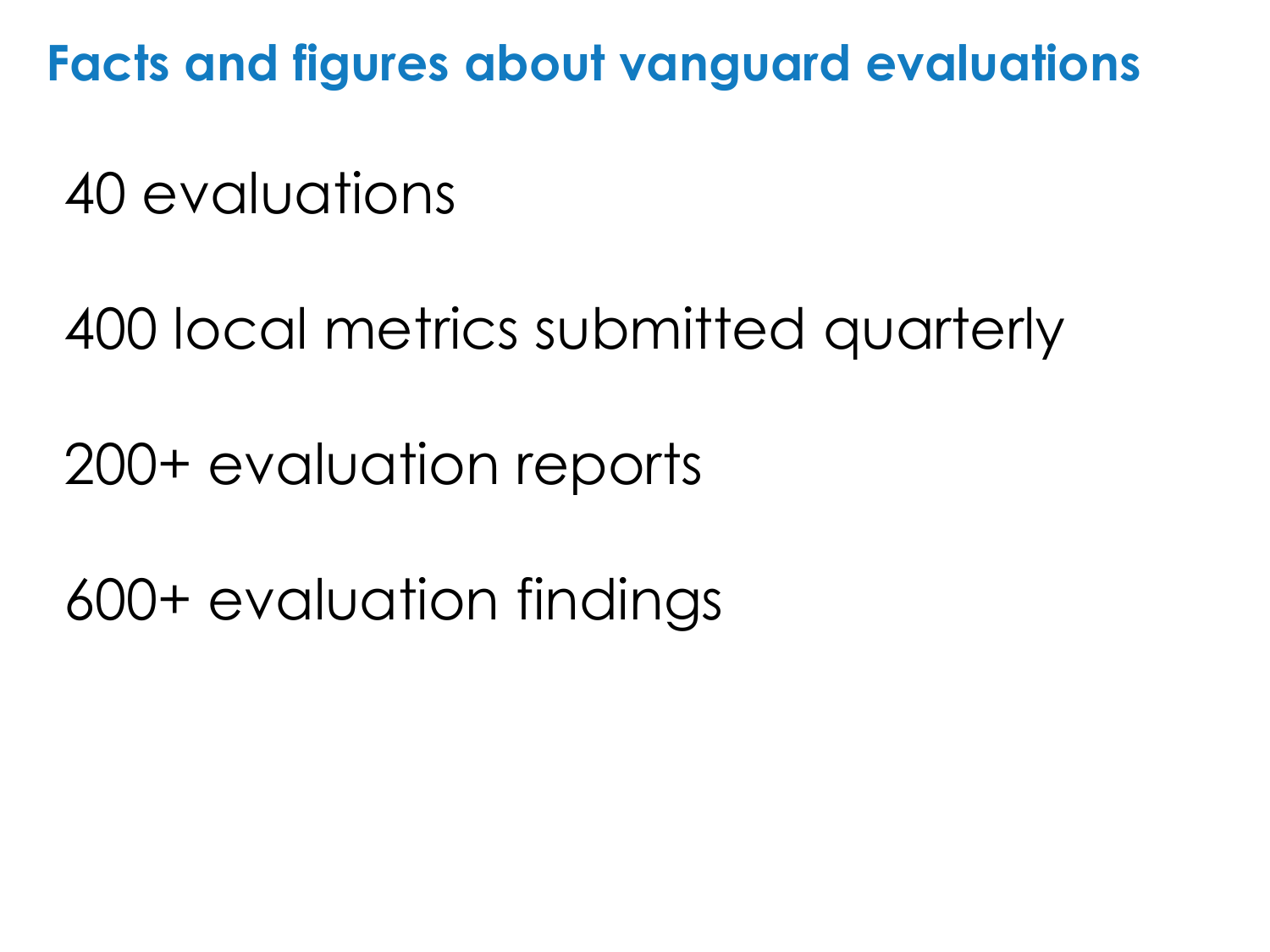# Facts and figures about vanguard evaluations

40 evaluations

400 local metrics submitted quarterly

200+ evaluation reports

600+ evaluation findings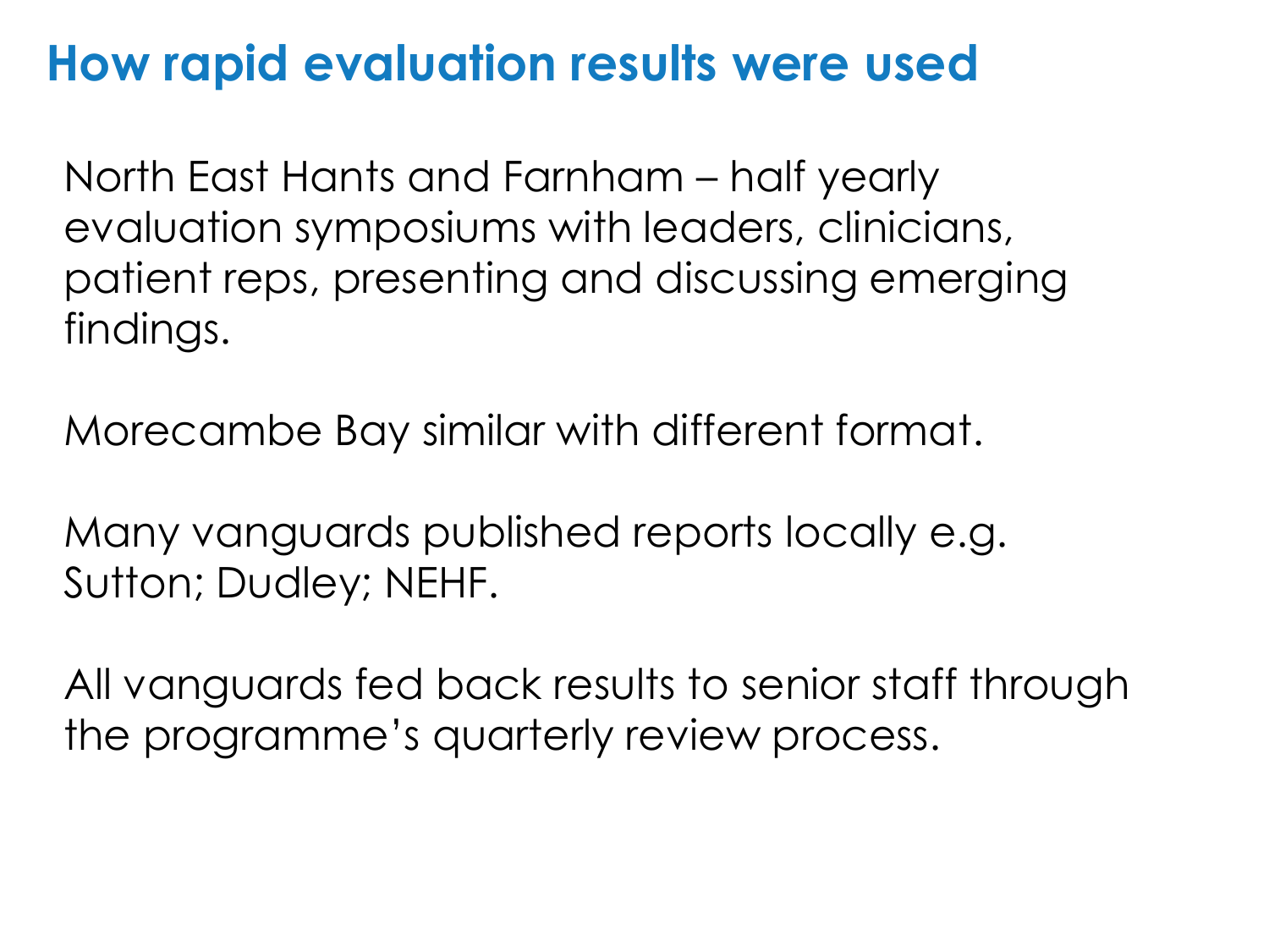# How rapid evaluation results were used

North East Hants and Farnham – half yearly evaluation symposiums with leaders, clinicians, patient reps, presenting and discussing emerging findings.

Morecambe Bay similar with different format.

Many vanguards published reports locally e.g. Sutton; Dudley; NEHF.

All vanguards fed back results to senior staff through the programme's quarterly review process.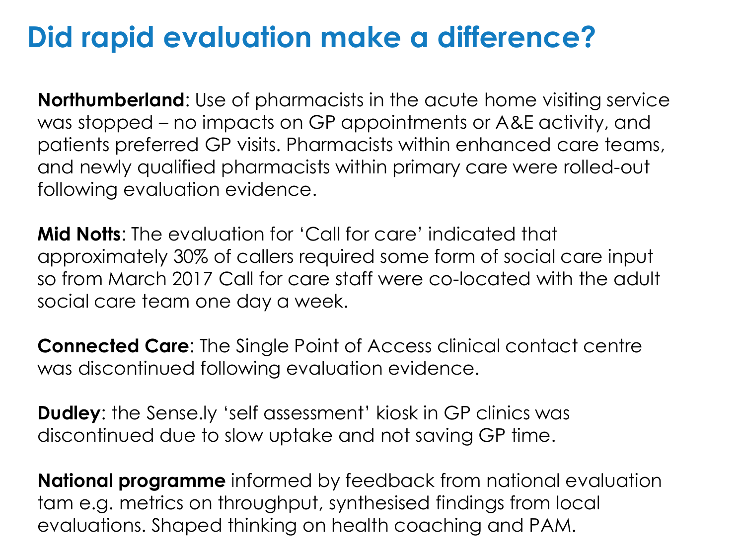# Did rapid evaluation make a difference?

**Northumberland**: Use of pharmacists in the acute home visiting service was stopped – no impacts on GP appointments or A&E activity, and patients preferred GP visits. Pharmacists within enhanced care teams, and newly qualified pharmacists within primary care were rolled-out following evaluation evidence.

**Mid Notts**: The evaluation for 'Call for care' indicated that approximately 30% of callers required some form of social care input so from March 2017 Call for care staff were co-located with the adult social care team one day a week.

**Connected Care**: The Single Point of Access clinical contact centre was discontinued following evaluation evidence.

**Dudley**: the Sense.ly 'self assessment' kiosk in GP clinics was discontinued due to slow uptake and not saving GP time.

**National programme** informed by feedback from national evaluation tam e.g. metrics on throughput, synthesised findings from local evaluations. Shaped thinking on health coaching and PAM.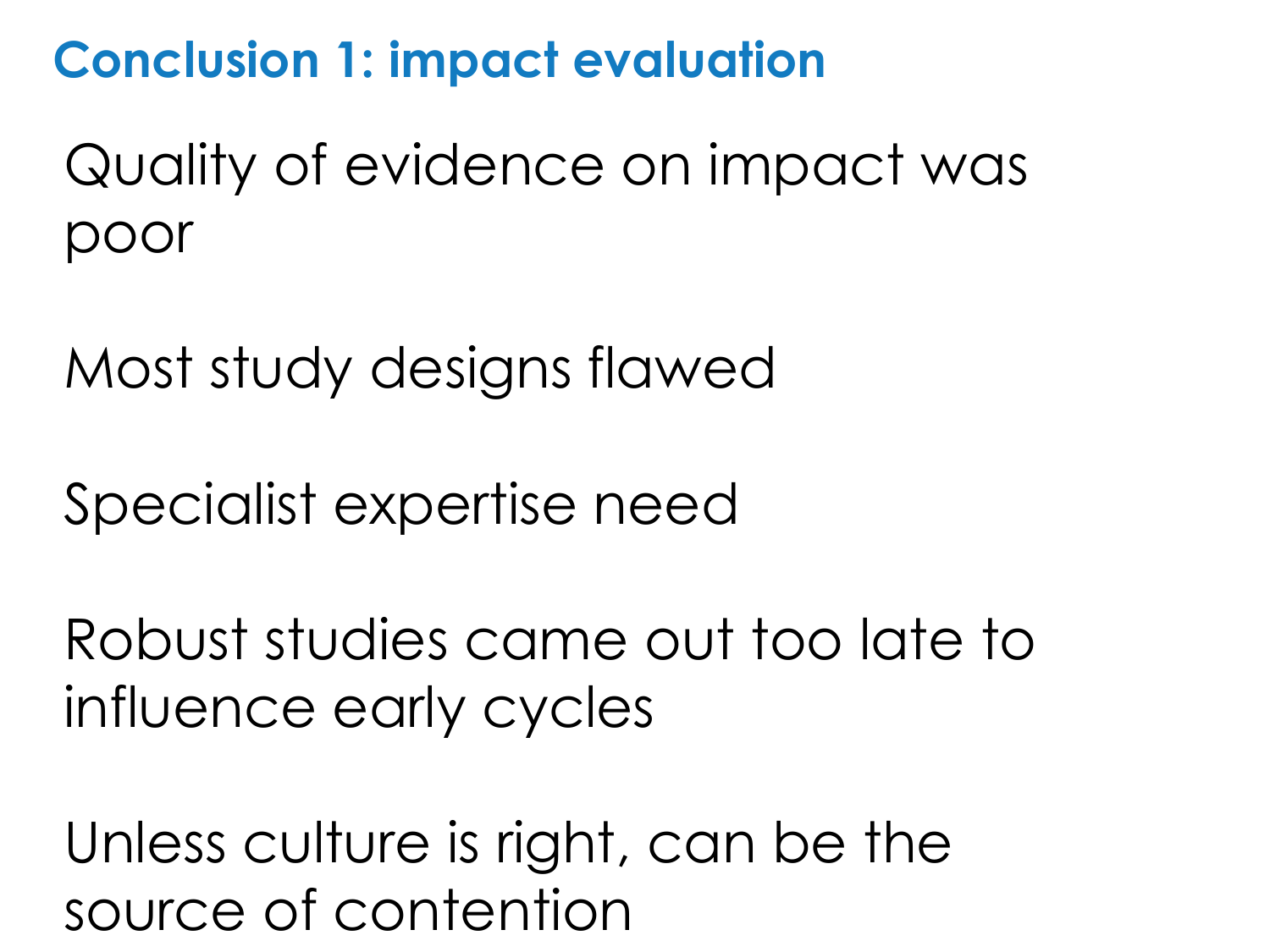## Conclusion 1: impact evaluation

Quality of evidence on impact was poor

Most study designs flawed

Specialist expertise need

Robust studies came out too late to influence early cycles

Unless culture is right, can be the source of contention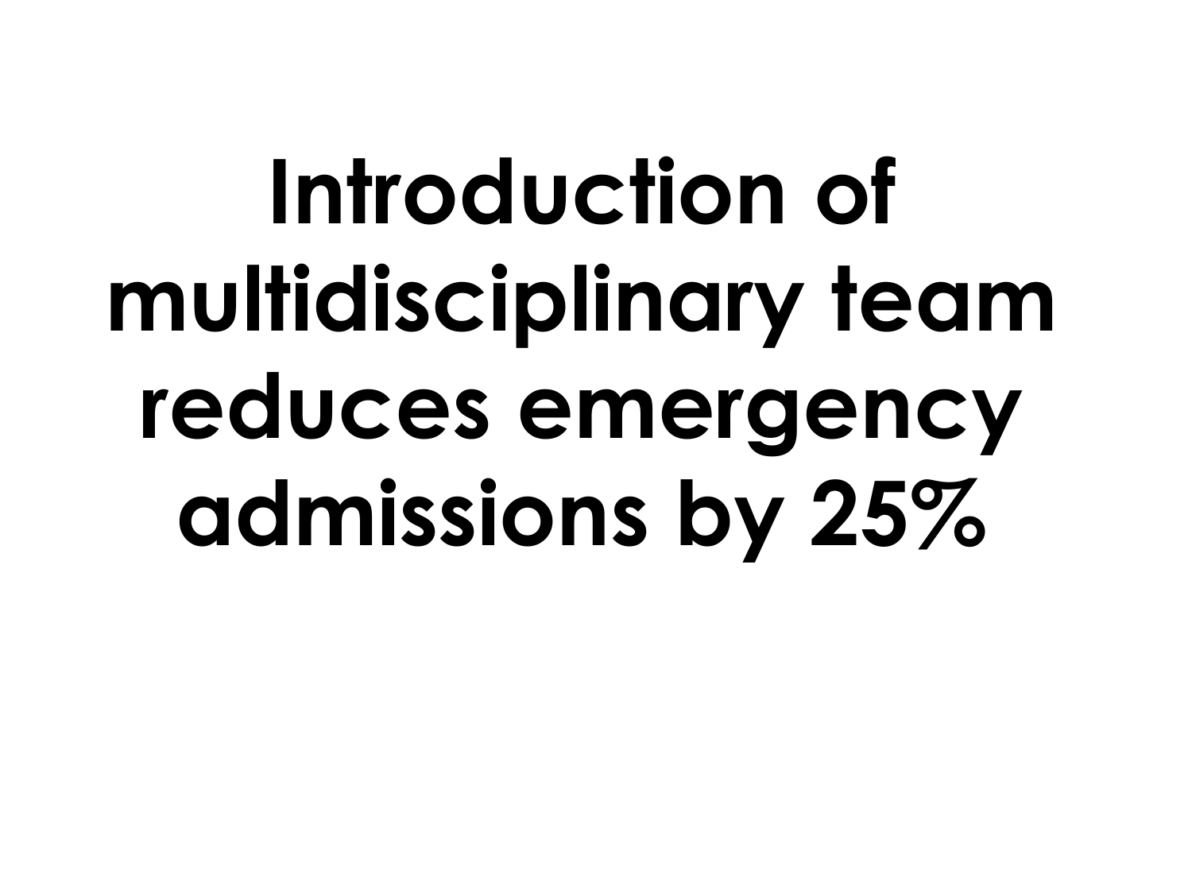# Introduction of multidisciplinary team reduces emergency admissions by 25%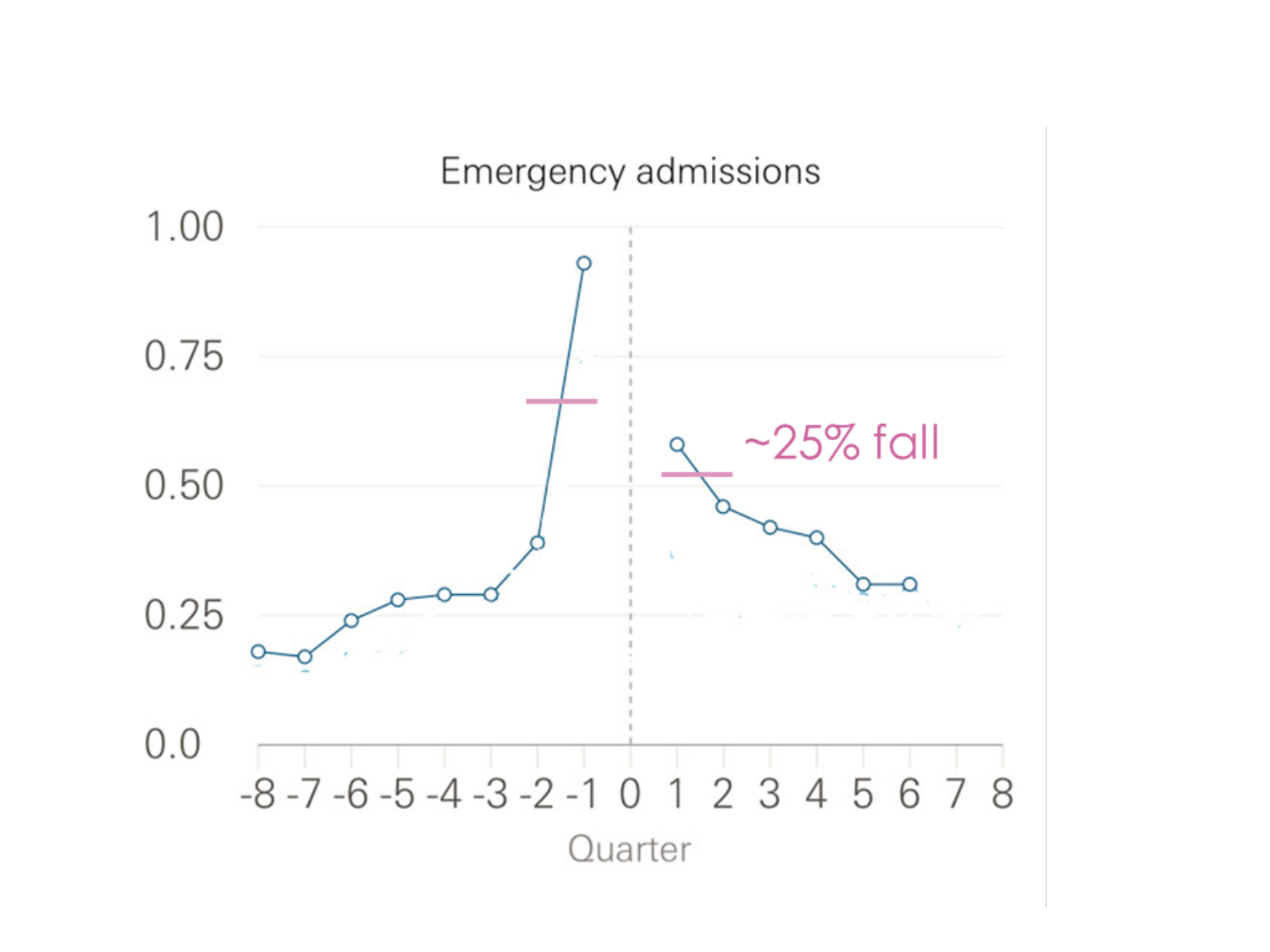Emergency admissions

~25% fall

Quarter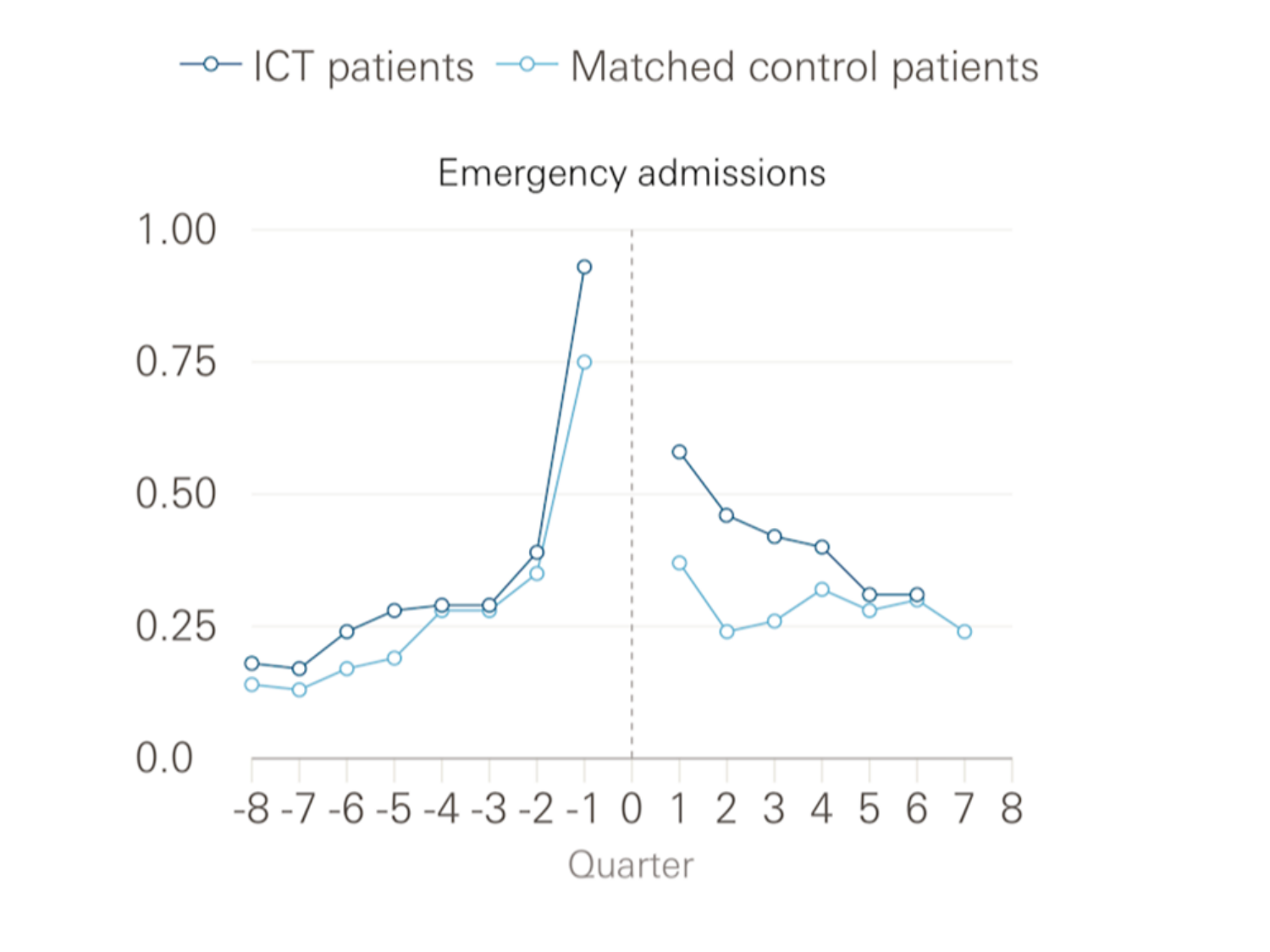ICT patients — Matched control patients

Emergency admissions

1.00
0.75
0.50
0.25
0.0

-8 -7 -6 -5 -4 -3 -2 -1 0 1 2 3 4 5 6 7 8

Quarter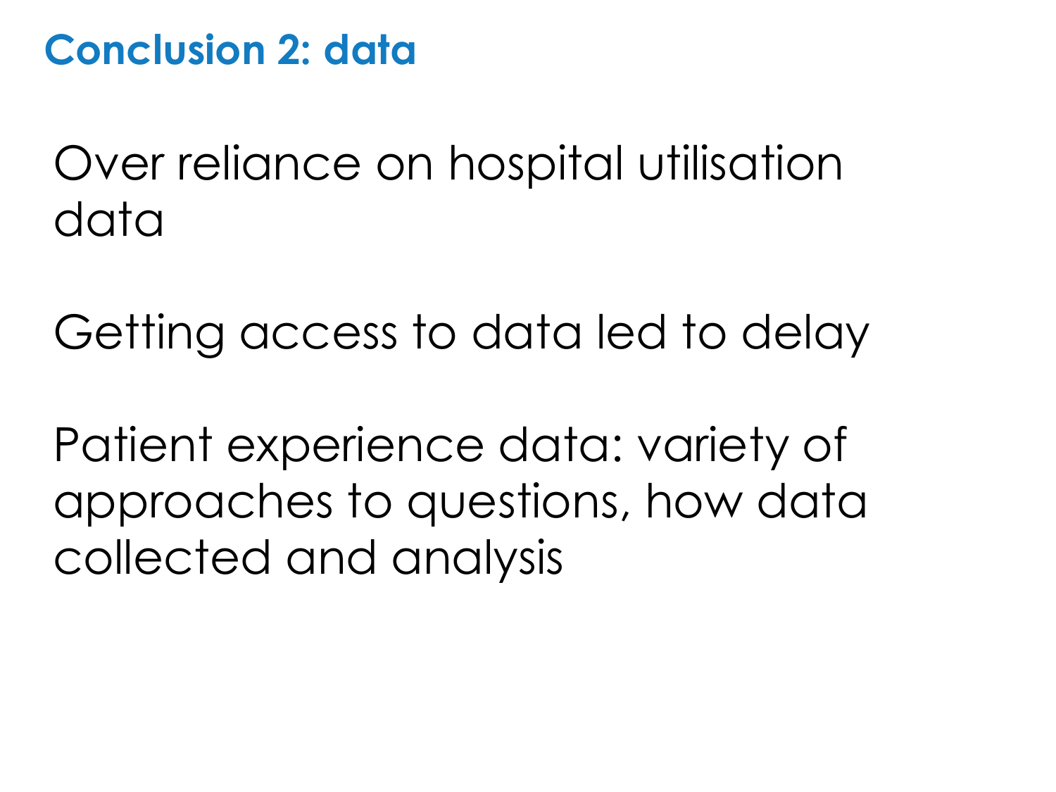## Conclusion 2: data

Over reliance on hospital utilisation data

Getting access to data led to delay

Patient experience data: variety of approaches to questions, how data collected and analysis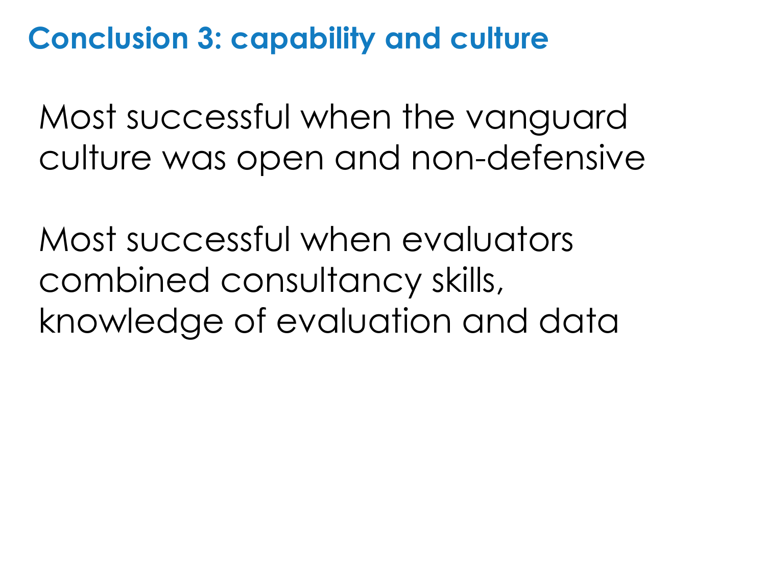## Conclusion 3: capability and culture

Most successful when the vanguard culture was open and non-defensive

Most successful when evaluators combined consultancy skills, knowledge of evaluation and data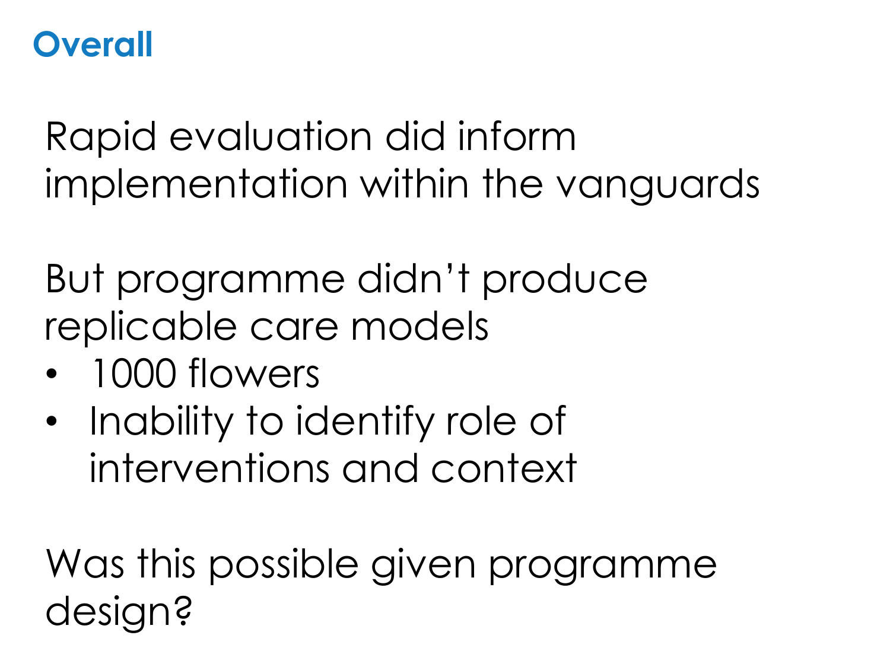# Overall

Rapid evaluation did inform implementation within the vanguards

But programme didn’t produce replicable care models

- 1000 flowers
- Inability to identify role of interventions and context

Was this possible given programme design?